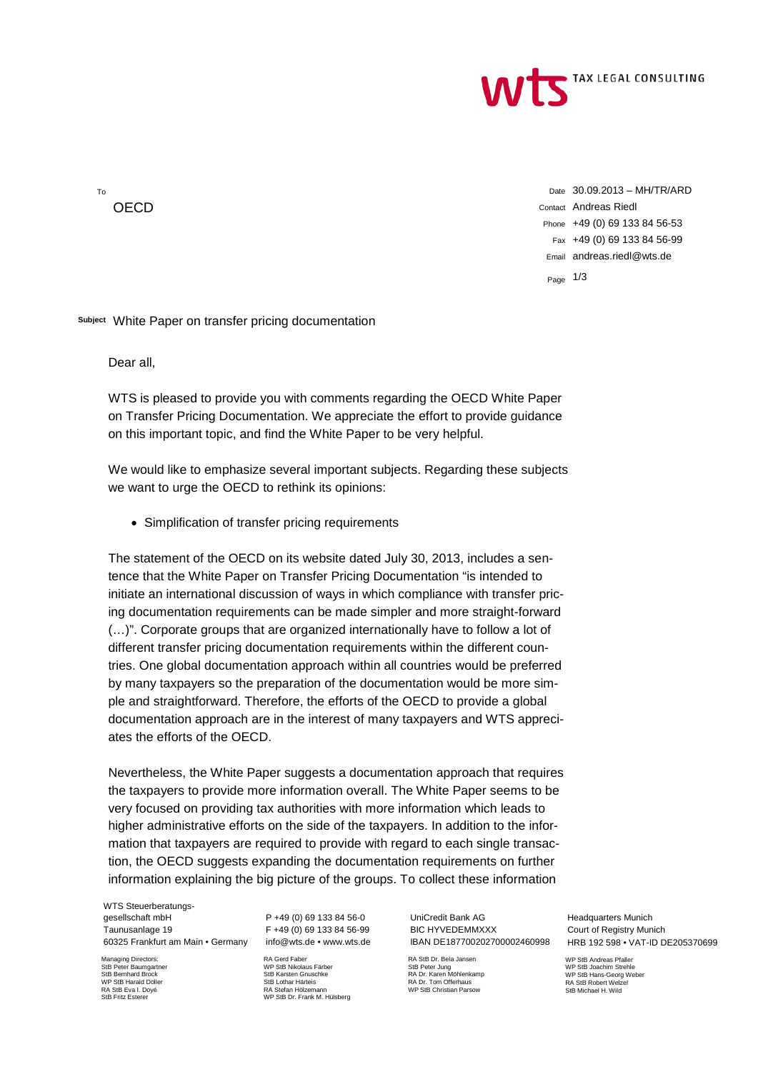**wts** TAX LEGAL CONSULTING

To
OECD

Date 30.09.2013 – MH/TR/ARD
Contact Andreas Riedl
Phone +49 (0) 69 133 84 56-53
Fax +49 (0) 69 133 84 56-99
Email andreas.riedl@wts.de

**Subject** White Paper on transfer pricing documentation

Dear all,

WTS is pleased to provide you with comments regarding the OECD White Paper on Transfer Pricing Documentation. We appreciate the effort to provide guidance on this important topic, and find the White Paper to be very helpful.

We would like to emphasize several important subjects. Regarding these subjects we want to urge the OECD to rethink its opinions:

- Simplification of transfer pricing requirements

The statement of the OECD on its website dated July 30, 2013, includes a sentence that the White Paper on Transfer Pricing Documentation "is intended to initiate an international discussion of ways in which compliance with transfer pricing documentation requirements can be made simpler and more straight-forward (…)". Corporate groups that are organized internationally have to follow a lot of different transfer pricing documentation requirements within the different countries. One global documentation approach within all countries would be preferred by many taxpayers so the preparation of the documentation would be more simple and straightforward. Therefore, the efforts of the OECD to provide a global documentation approach are in the interest of many taxpayers and WTS appreciates the efforts of the OECD.

Nevertheless, the White Paper suggests a documentation approach that requires the taxpayers to provide more information overall. The White Paper seems to be very focused on providing tax authorities with more information which leads to higher administrative efforts on the side of the taxpayers. In addition to the information that taxpayers are required to provide with regard to each single transaction, the OECD suggests expanding the documentation requirements on further information explaining the big picture of the groups. To collect these information

WTS Steuerberatungsgesellschaft mbH
Taunusanlage 19
60325 Frankfurt am Main • Germany

P +49 (0) 69 133 84 56-0
F +49 (0) 69 133 84 56-99
info@wts.de • www.wts.de

UniCredit Bank AG
BIC HYVEDEMMXXX
IBAN DE18700202700002460998

Headquarters Munich
Court of Registry Munich
HRB 192 598 • VAT-ID DE205370699

Managing Directors:
StB Peter Baumgartner
StB Bernhard Brock
WP StB Harald Döller
RA StB Eva I. Doyé
StB Fritz Esterer

RA Gerd Faber
WP StB Nikolaus Färber
StB Karsten Gnuschke
StB Lothar Härteis
RA Stefan Hölzemann
WP StB Dr. Frank M. Hülsberg

RA StB Dr. Bela Jansen
StB Peter Jung
RA Dr. Karen Möhlenkamp
RA Dr. Tom Offerhaus
WP StB Christian Parsow

WP StB Andreas Pfaller
WP StB Joachim Strehle
WP StB Hans-Georg Weber
RA StB Robert Welzel
StB Michael H. Wild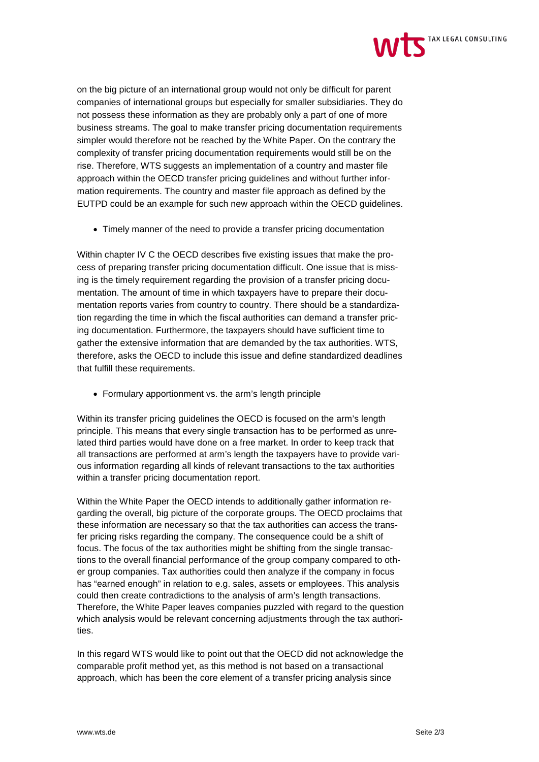on the big picture of an international group would not only be difficult for parent companies of international groups but especially for smaller subsidiaries. They do not possess these information as they are probably only a part of one of more business streams. The goal to make transfer pricing documentation requirements simpler would therefore not be reached by the White Paper. On the contrary the complexity of transfer pricing documentation requirements would still be on the rise. Therefore, WTS suggests an implementation of a country and master file approach within the OECD transfer pricing guidelines and without further information requirements. The country and master file approach as defined by the EUTPD could be an example for such new approach within the OECD guidelines.

- Timely manner of the need to provide a transfer pricing documentation

Within chapter IV C the OECD describes five existing issues that make the process of preparing transfer pricing documentation difficult. One issue that is missing is the timely requirement regarding the provision of a transfer pricing documentation. The amount of time in which taxpayers have to prepare their documentation reports varies from country to country. There should be a standardization regarding the time in which the fiscal authorities can demand a transfer pricing documentation. Furthermore, the taxpayers should have sufficient time to gather the extensive information that are demanded by the tax authorities. WTS, therefore, asks the OECD to include this issue and define standardized deadlines that fulfill these requirements.

- Formulary apportionment vs. the arm's length principle

Within its transfer pricing guidelines the OECD is focused on the arm's length principle. This means that every single transaction has to be performed as unrelated third parties would have done on a free market. In order to keep track that all transactions are performed at arm's length the taxpayers have to provide various information regarding all kinds of relevant transactions to the tax authorities within a transfer pricing documentation report.

Within the White Paper the OECD intends to additionally gather information regarding the overall, big picture of the corporate groups. The OECD proclaims that these information are necessary so that the tax authorities can access the transfer pricing risks regarding the company. The consequence could be a shift of focus. The focus of the tax authorities might be shifting from the single transactions to the overall financial performance of the group company compared to other group companies. Tax authorities could then analyze if the company in focus has "earned enough" in relation to e.g. sales, assets or employees. This analysis could then create contradictions to the analysis of arm's length transactions. Therefore, the White Paper leaves companies puzzled with regard to the question which analysis would be relevant concerning adjustments through the tax authorities.

In this regard WTS would like to point out that the OECD did not acknowledge the comparable profit method yet, as this method is not based on a transactional approach, which has been the core element of a transfer pricing analysis since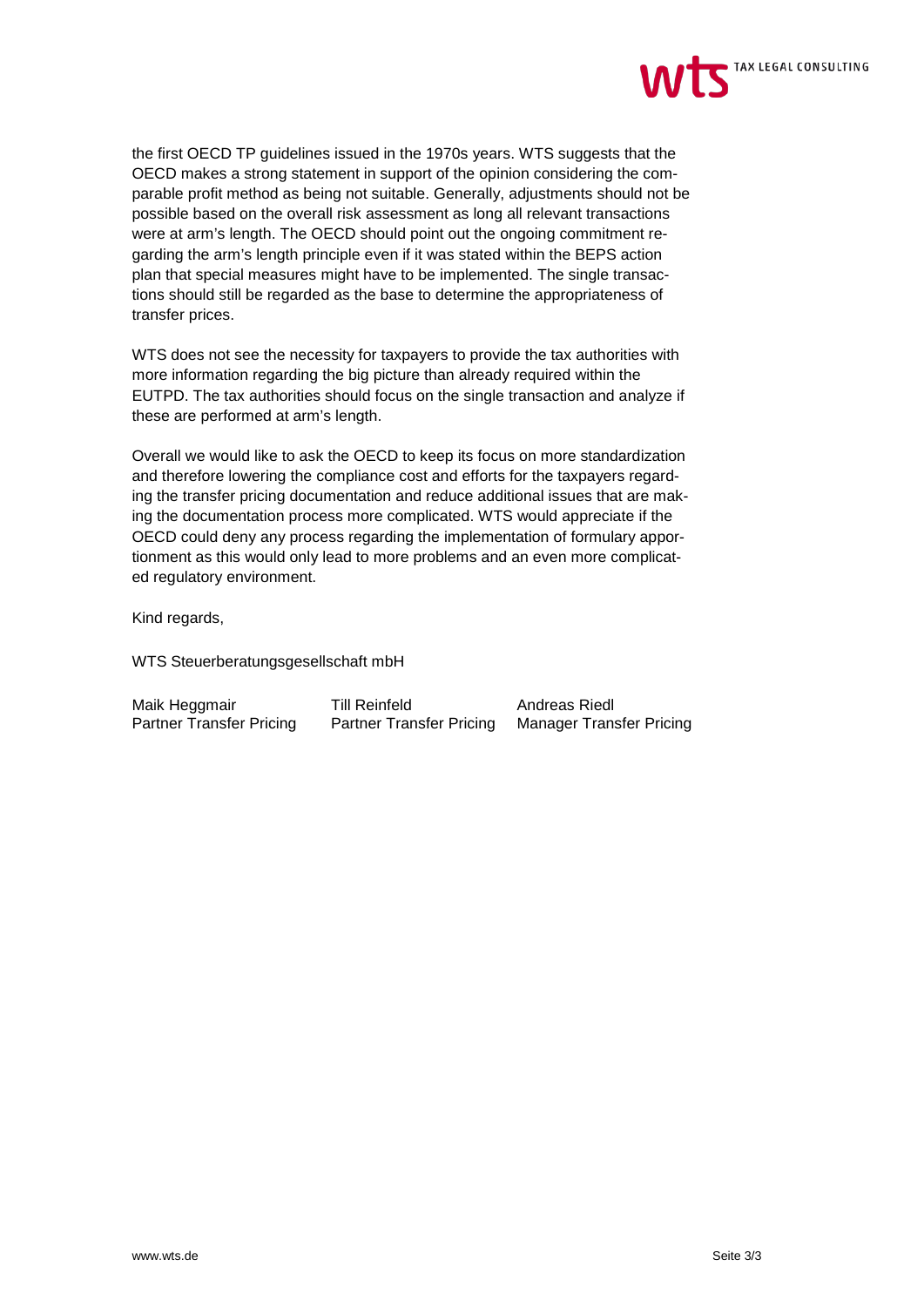the first OECD TP guidelines issued in the 1970s years. WTS suggests that the OECD makes a strong statement in support of the opinion considering the comparable profit method as being not suitable. Generally, adjustments should not be possible based on the overall risk assessment as long all relevant transactions were at arm's length. The OECD should point out the ongoing commitment regarding the arm's length principle even if it was stated within the BEPS action plan that special measures might have to be implemented. The single transactions should still be regarded as the base to determine the appropriateness of transfer prices.

WTS does not see the necessity for taxpayers to provide the tax authorities with more information regarding the big picture than already required within the EUTPD. The tax authorities should focus on the single transaction and analyze if these are performed at arm's length.

Overall we would like to ask the OECD to keep its focus on more standardization and therefore lowering the compliance cost and efforts for the taxpayers regarding the transfer pricing documentation and reduce additional issues that are making the documentation process more complicated. WTS would appreciate if the OECD could deny any process regarding the implementation of formulary apportionment as this would only lead to more problems and an even more complicated regulatory environment.

Kind regards,

WTS Steuerberatungsgesellschaft mbH

Maik Heggmair
Partner Transfer Pricing

Till Reinfeld
Partner Transfer Pricing

Andreas Riedl
Manager Transfer Pricing